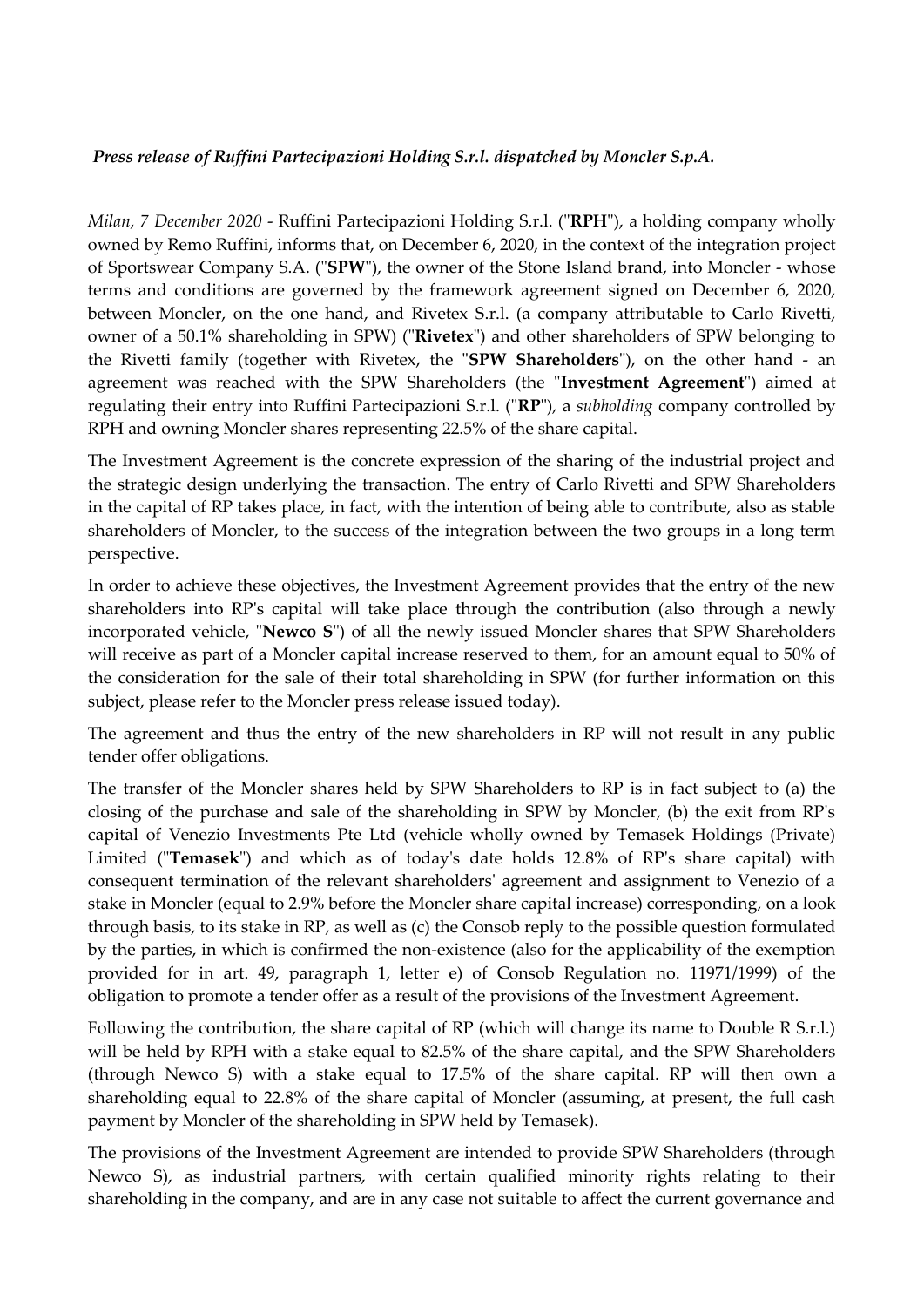***Press release of Ruffini Partecipazioni Holding S.r.l. dispatched by Moncler S.p.A.***

*Milan, 7 December 2020* - Ruffini Partecipazioni Holding S.r.l. ("**RPH**"), a holding company wholly owned by Remo Ruffini, informs that, on December 6, 2020, in the context of the integration project of Sportswear Company S.A. ("**SPW**"), the owner of the Stone Island brand, into Moncler - whose terms and conditions are governed by the framework agreement signed on December 6, 2020, between Moncler, on the one hand, and Rivetex S.r.l. (a company attributable to Carlo Rivetti, owner of a 50.1% shareholding in SPW) ("**Rivetex**") and other shareholders of SPW belonging to the Rivetti family (together with Rivetex, the "**SPW Shareholders**"), on the other hand - an agreement was reached with the SPW Shareholders (the "**Investment Agreement**") aimed at regulating their entry into Ruffini Partecipazioni S.r.l. ("**RP**"), a *subholding* company controlled by RPH and owning Moncler shares representing 22.5% of the share capital.

The Investment Agreement is the concrete expression of the sharing of the industrial project and the strategic design underlying the transaction. The entry of Carlo Rivetti and SPW Shareholders in the capital of RP takes place, in fact, with the intention of being able to contribute, also as stable shareholders of Moncler, to the success of the integration between the two groups in a long term perspective.

In order to achieve these objectives, the Investment Agreement provides that the entry of the new shareholders into RP's capital will take place through the contribution (also through a newly incorporated vehicle, "**Newco S**") of all the newly issued Moncler shares that SPW Shareholders will receive as part of a Moncler capital increase reserved to them, for an amount equal to 50% of the consideration for the sale of their total shareholding in SPW (for further information on this subject, please refer to the Moncler press release issued today).

The agreement and thus the entry of the new shareholders in RP will not result in any public tender offer obligations.

The transfer of the Moncler shares held by SPW Shareholders to RP is in fact subject to (a) the closing of the purchase and sale of the shareholding in SPW by Moncler, (b) the exit from RP's capital of Venezio Investments Pte Ltd (vehicle wholly owned by Temasek Holdings (Private) Limited ("**Temasek**") and which as of today's date holds 12.8% of RP's share capital) with consequent termination of the relevant shareholders' agreement and assignment to Venezio of a stake in Moncler (equal to 2.9% before the Moncler share capital increase) corresponding, on a look through basis, to its stake in RP, as well as (c) the Consob reply to the possible question formulated by the parties, in which is confirmed the non-existence (also for the applicability of the exemption provided for in art. 49, paragraph 1, letter e) of Consob Regulation no. 11971/1999) of the obligation to promote a tender offer as a result of the provisions of the Investment Agreement.

Following the contribution, the share capital of RP (which will change its name to Double R S.r.l.) will be held by RPH with a stake equal to 82.5% of the share capital, and the SPW Shareholders (through Newco S) with a stake equal to 17.5% of the share capital. RP will then own a shareholding equal to 22.8% of the share capital of Moncler (assuming, at present, the full cash payment by Moncler of the shareholding in SPW held by Temasek).

The provisions of the Investment Agreement are intended to provide SPW Shareholders (through Newco S), as industrial partners, with certain qualified minority rights relating to their shareholding in the company, and are in any case not suitable to affect the current governance and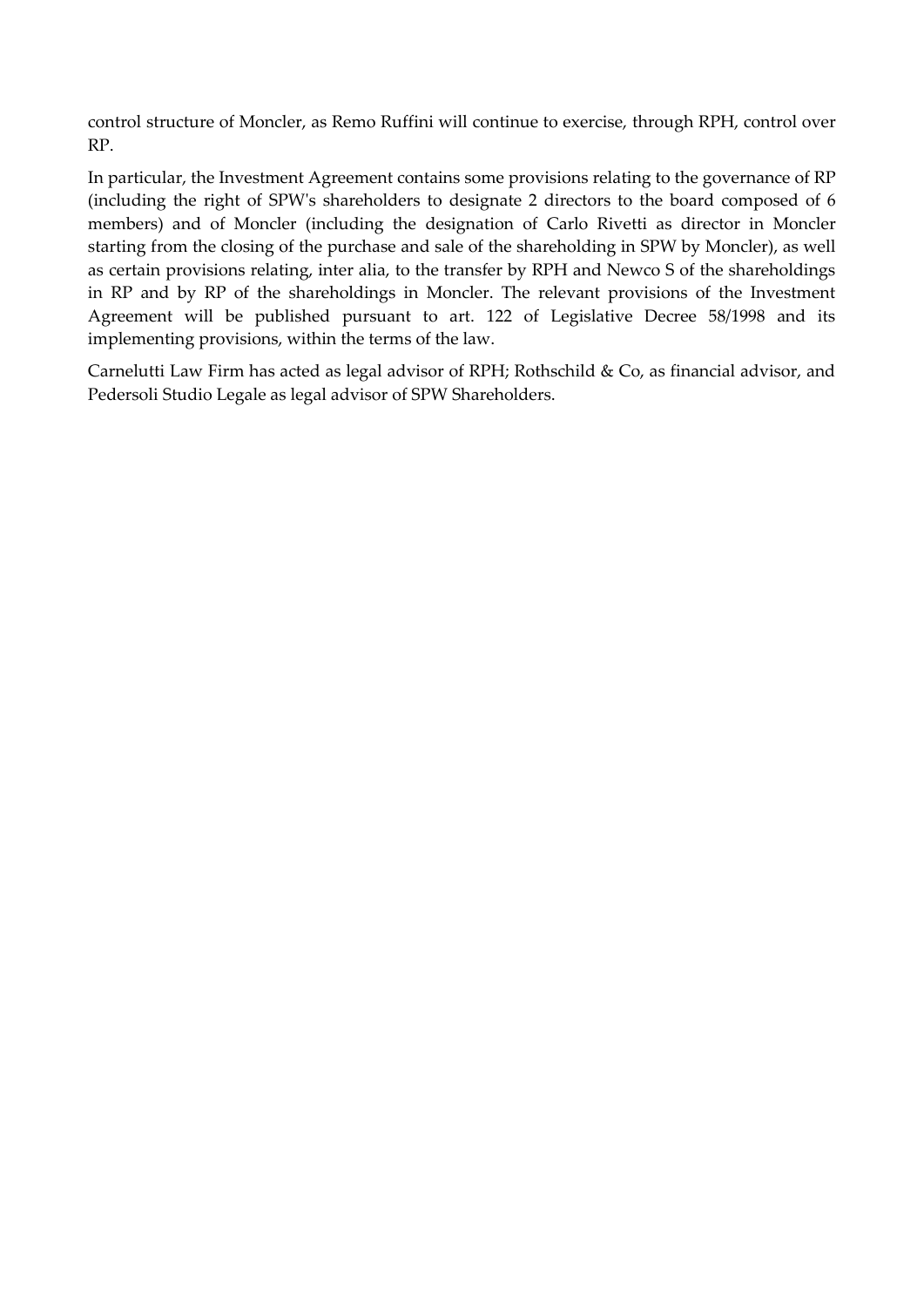control structure of Moncler, as Remo Ruffini will continue to exercise, through RPH, control over RP.

In particular, the Investment Agreement contains some provisions relating to the governance of RP (including the right of SPW's shareholders to designate 2 directors to the board composed of 6 members) and of Moncler (including the designation of Carlo Rivetti as director in Moncler starting from the closing of the purchase and sale of the shareholding in SPW by Moncler), as well as certain provisions relating, inter alia, to the transfer by RPH and Newco S of the shareholdings in RP and by RP of the shareholdings in Moncler. The relevant provisions of the Investment Agreement will be published pursuant to art. 122 of Legislative Decree 58/1998 and its implementing provisions, within the terms of the law.

Carnelutti Law Firm has acted as legal advisor of RPH; Rothschild & Co, as financial advisor, and Pedersoli Studio Legale as legal advisor of SPW Shareholders.